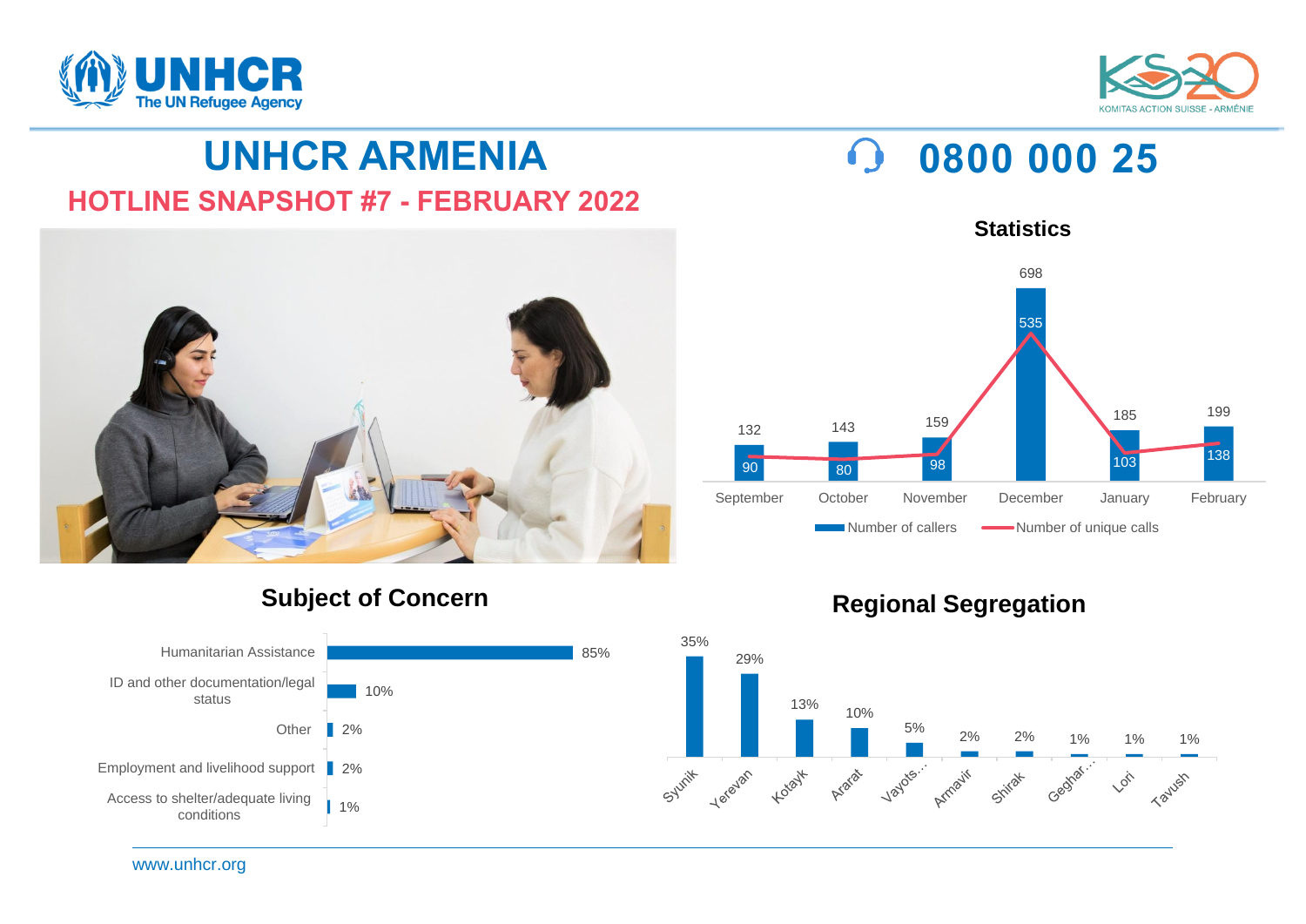# UNHCR ARMENIA

## HOTLINE SNAPSHOT #7 - FEBRUARY 2022

0800 000 25

### Statistics

698
535
132
143
159
185
199
90
80
98
103
138

September
October
November
December
January
February

Number of callers
Number of unique calls

### Subject of Concern

Humanitarian Assistance 85%
ID and other documentation/legal status 10%
Other 2%
Employment and livelihood support 2%
Access to shelter/adequate living conditions 1%

### Regional Segregation

35%
29%
13%
10%
5%
2%
2%
1%
1%
1%

Syunik
Yerevan
Kotayk
Ararat
Vayots...
Armavir
Shirak
Geghar...
Lori
Tavush

www.unhcr.org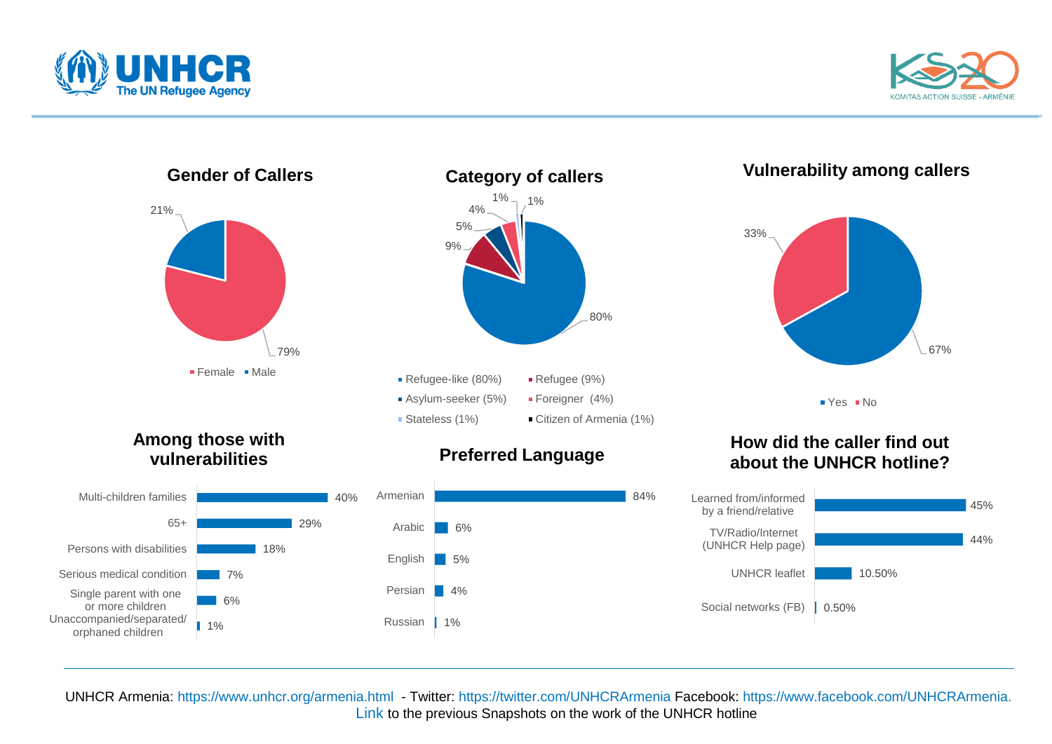## Gender of Callers

21%

79%

Female Male

## Category of callers

1% 1%
4%
5%
9%
80%

Refugee-like (80%) Refugee (9%)
Asylum-seeker (5%) Foreigner (4%)
Stateless (1%) Citizen of Armenia (1%)

## Vulnerability among callers

33%

67%

Yes No

## Among those with vulnerabilities

Multi-children families 40%
65+ 29%
Persons with disabilities 18%
Serious medical condition 7%
Single parent with one or more children 6%
Unaccompanied/separated/ orphaned children 1%

## Preferred Language

Armenian 84%
Arabic 6%
English 5%
Persian 4%
Russian 1%

## How did the caller find out about the UNHCR hotline?

Learned from/informed by a friend/relative 45%
TV/Radio/Internet (UNHCR Help page) 44%
UNHCR leaflet 10.50%
Social networks (FB) 0.50%

---

UNHCR Armenia: https://www.unhcr.org/armenia.html - Twitter: https://twitter.com/UNHCRArmenia Facebook: https://www.facebook.com/UNHCRArmenia.
Link to the previous Snapshots on the work of the UNHCR hotline